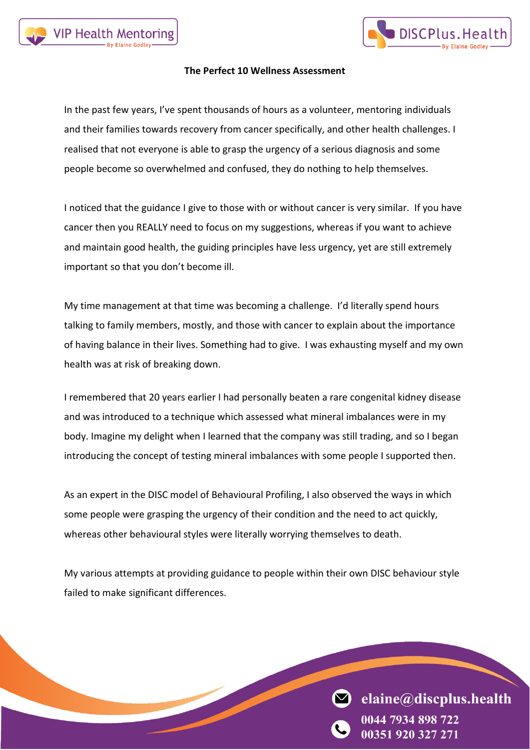# The Perfect 10 Wellness Assessment

In the past few years, I've spent thousands of hours as a volunteer, mentoring individuals and their families towards recovery from cancer specifically, and other health challenges. I realised that not everyone is able to grasp the urgency of a serious diagnosis and some people become so overwhelmed and confused, they do nothing to help themselves.

I noticed that the guidance I give to those with or without cancer is very similar. If you have cancer then you REALLY need to focus on my suggestions, whereas if you want to achieve and maintain good health, the guiding principles have less urgency, yet are still extremely important so that you don't become ill.

My time management at that time was becoming a challenge. I'd literally spend hours talking to family members, mostly, and those with cancer to explain about the importance of having balance in their lives. Something had to give. I was exhausting myself and my own health was at risk of breaking down.

I remembered that 20 years earlier I had personally beaten a rare congenital kidney disease and was introduced to a technique which assessed what mineral imbalances were in my body. Imagine my delight when I learned that the company was still trading, and so I began introducing the concept of testing mineral imbalances with some people I supported then.

As an expert in the DISC model of Behavioural Profiling, I also observed the ways in which some people were grasping the urgency of their condition and the need to act quickly, whereas other behavioural styles were literally worrying themselves to death.

My various attempts at providing guidance to people within their own DISC behaviour style failed to make significant differences.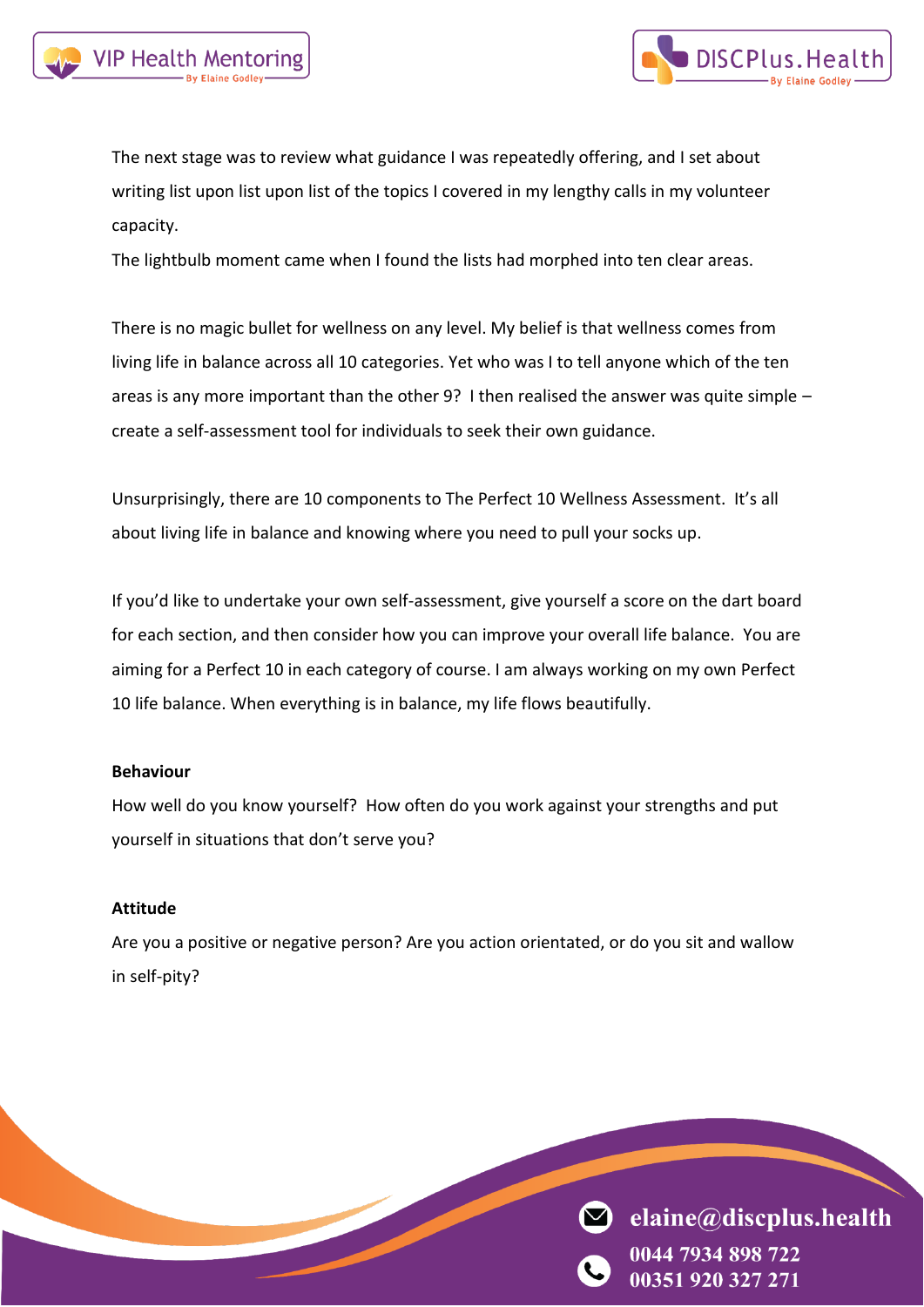The next stage was to review what guidance I was repeatedly offering, and I set about writing list upon list upon list of the topics I covered in my lengthy calls in my volunteer capacity.
The lightbulb moment came when I found the lists had morphed into ten clear areas.

There is no magic bullet for wellness on any level. My belief is that wellness comes from living life in balance across all 10 categories. Yet who was I to tell anyone which of the ten areas is any more important than the other 9? I then realised the answer was quite simple – create a self-assessment tool for individuals to seek their own guidance.

Unsurprisingly, there are 10 components to The Perfect 10 Wellness Assessment. It's all about living life in balance and knowing where you need to pull your socks up.

If you'd like to undertake your own self-assessment, give yourself a score on the dart board for each section, and then consider how you can improve your overall life balance. You are aiming for a Perfect 10 in each category of course. I am always working on my own Perfect 10 life balance. When everything is in balance, my life flows beautifully.

**Behaviour**
How well do you know yourself? How often do you work against your strengths and put yourself in situations that don't serve you?

**Attitude**
Are you a positive or negative person? Are you action orientated, or do you sit and wallow in self-pity?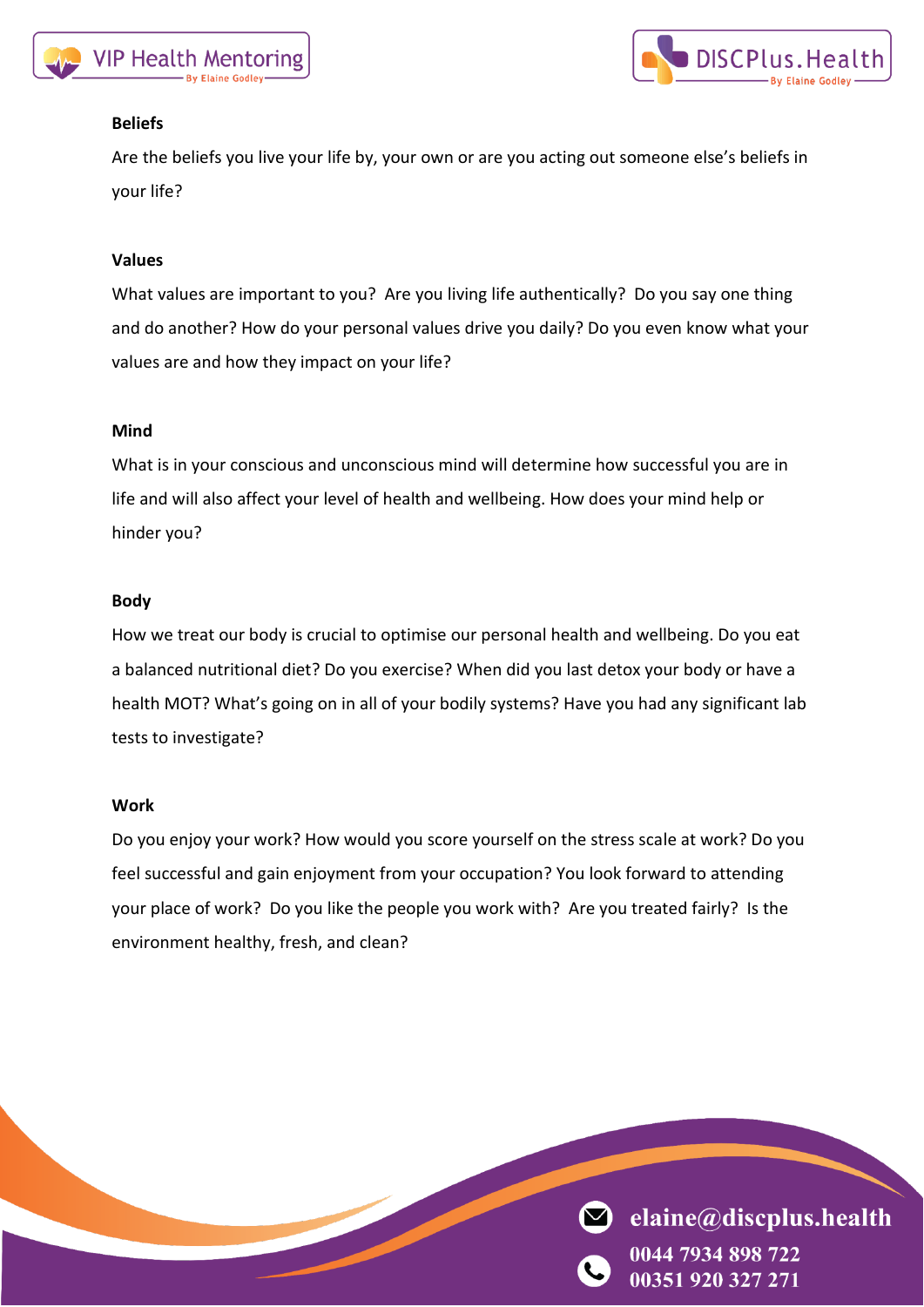**Beliefs**

Are the beliefs you live your life by, your own or are you acting out someone else's beliefs in your life?

**Values**

What values are important to you? Are you living life authentically? Do you say one thing and do another? How do your personal values drive you daily? Do you even know what your values are and how they impact on your life?

**Mind**

What is in your conscious and unconscious mind will determine how successful you are in life and will also affect your level of health and wellbeing. How does your mind help or hinder you?

**Body**

How we treat our body is crucial to optimise our personal health and wellbeing. Do you eat a balanced nutritional diet? Do you exercise? When did you last detox your body or have a health MOT? What's going on in all of your bodily systems? Have you had any significant lab tests to investigate?

**Work**

Do you enjoy your work? How would you score yourself on the stress scale at work? Do you feel successful and gain enjoyment from your occupation? You look forward to attending your place of work? Do you like the people you work with? Are you treated fairly? Is the environment healthy, fresh, and clean?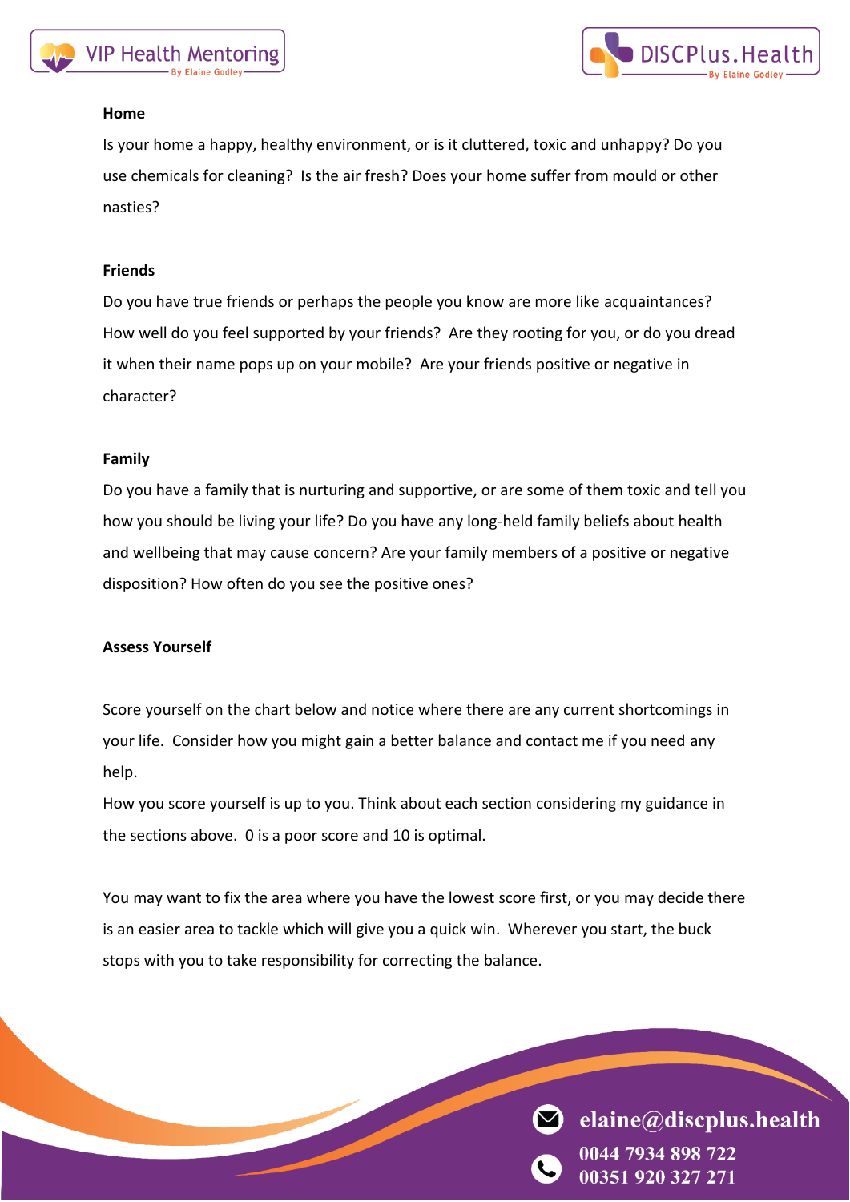**Home**

Is your home a happy, healthy environment, or is it cluttered, toxic and unhappy? Do you use chemicals for cleaning? Is the air fresh? Does your home suffer from mould or other nasties?

**Friends**

Do you have true friends or perhaps the people you know are more like acquaintances? How well do you feel supported by your friends? Are they rooting for you, or do you dread it when their name pops up on your mobile? Are your friends positive or negative in character?

**Family**

Do you have a family that is nurturing and supportive, or are some of them toxic and tell you how you should be living your life? Do you have any long-held family beliefs about health and wellbeing that may cause concern? Are your family members of a positive or negative disposition? How often do you see the positive ones?

**Assess Yourself**

Score yourself on the chart below and notice where there are any current shortcomings in your life. Consider how you might gain a better balance and contact me if you need any help.
How you score yourself is up to you. Think about each section considering my guidance in the sections above. 0 is a poor score and 10 is optimal.

You may want to fix the area where you have the lowest score first, or you may decide there is an easier area to tackle which will give you a quick win. Wherever you start, the buck stops with you to take responsibility for correcting the balance.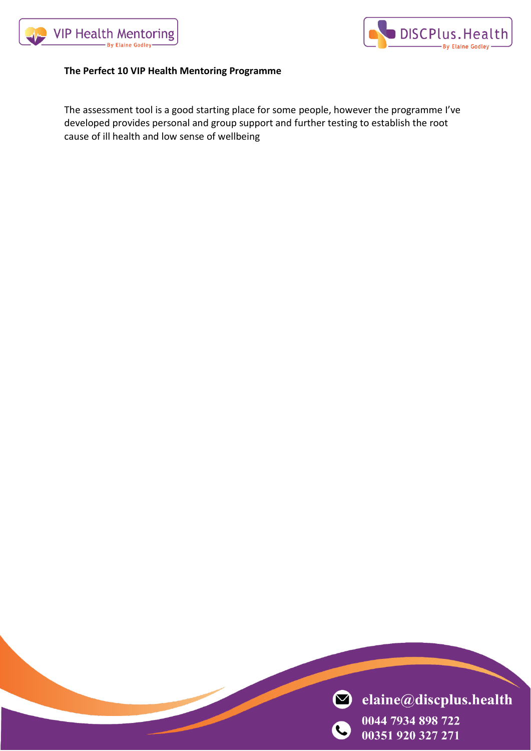**The Perfect 10 VIP Health Mentoring Programme**

The assessment tool is a good starting place for some people, however the programme I've developed provides personal and group support and further testing to establish the root cause of ill health and low sense of wellbeing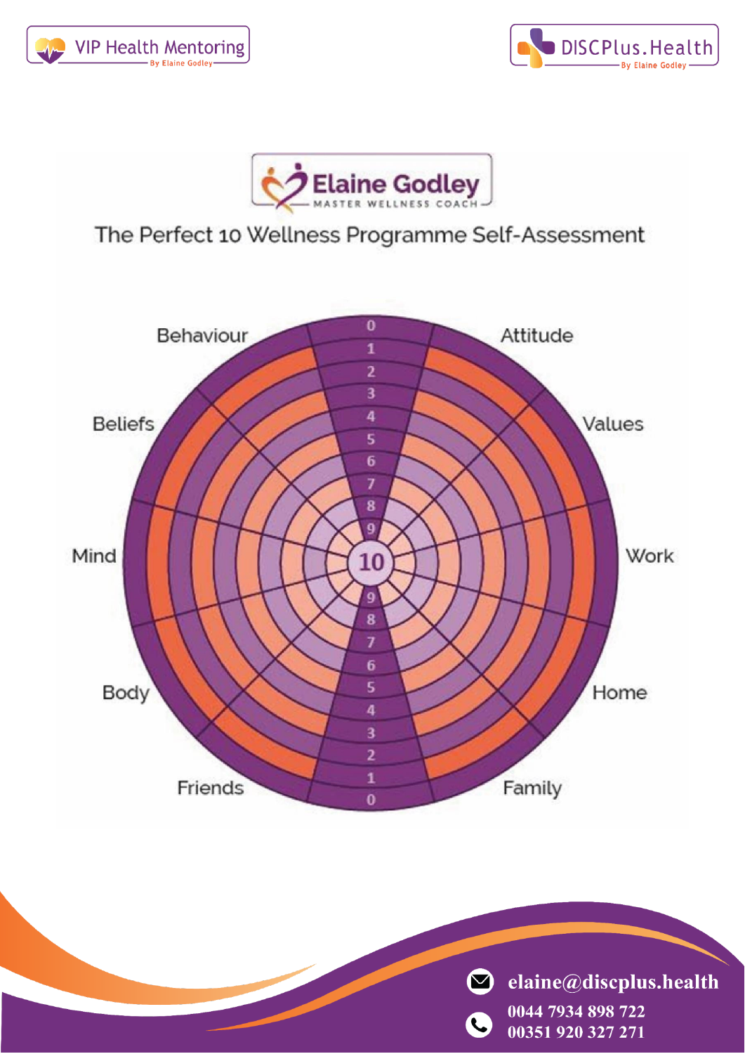VIP Health Mentoring
By Elaine Godley

DISCPlus.Health
By Elaine Godley

Elaine Godley
MASTER WELLNESS COACH

## The Perfect 10 Wellness Programme Self-Assessment

Behaviour

Attitude

Beliefs

Values

Mind

Work

Body

Home

Friends

Family

0 1 2 3 4 5 6 7 8 9 10 9 8 7 6 5 4 3 2 1 0

elaine@discplus.health

0044 7934 898 722

00351 920 327 271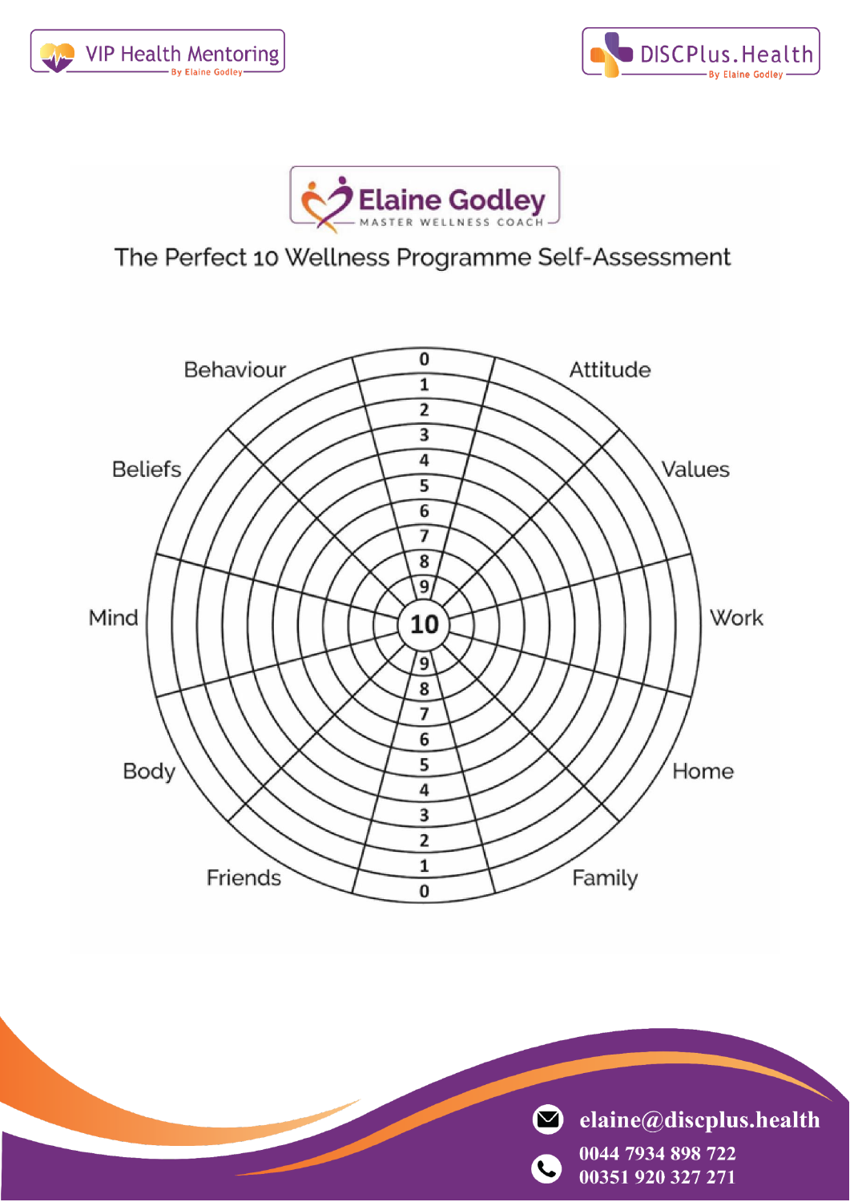VIP Health Mentoring — By Elaine Godley

DISCPlus.Health — By Elaine Godley

Elaine Godley
MASTER WELLNESS COACH

## The Perfect 10 Wellness Programme Self-Assessment

Behaviour
Attitude
Beliefs
Values
Mind
Work
Body
Home
Friends
Family

0
1
2
3
4
5
6
7
8
9
10
9
8
7
6
5
4
3
2
1
0

elaine@discplus.health

0044 7934 898 722

00351 920 327 271